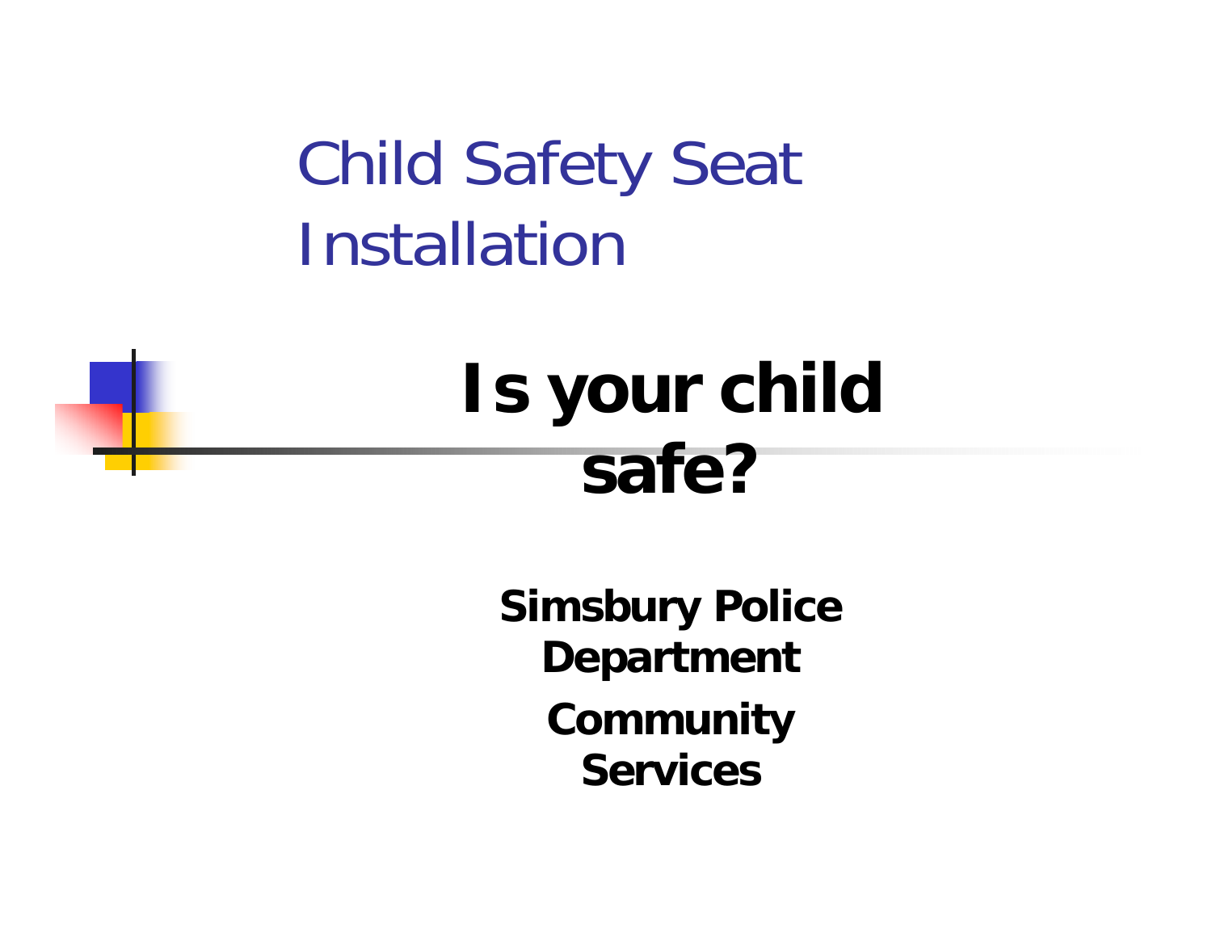# Child Safety Seat Installation

## Is your child safe?

**Simsbury Police Department**

**Community Services**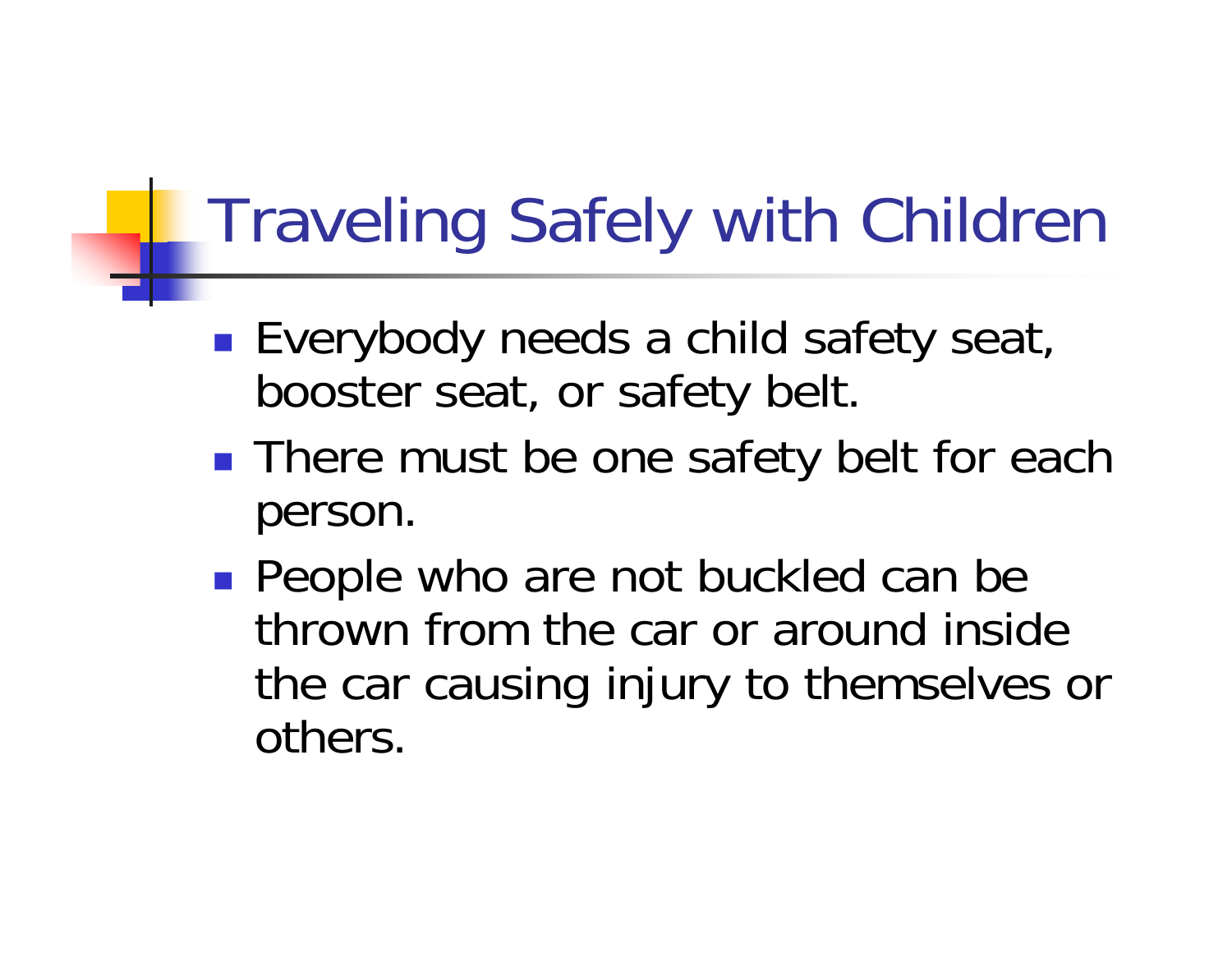# Traveling Safely with Children

- Everybody needs a child safety seat, booster seat, or safety belt.
- There must be one safety belt for each person.
- People who are not buckled can be thrown from the car or around inside the car causing injury to themselves or others.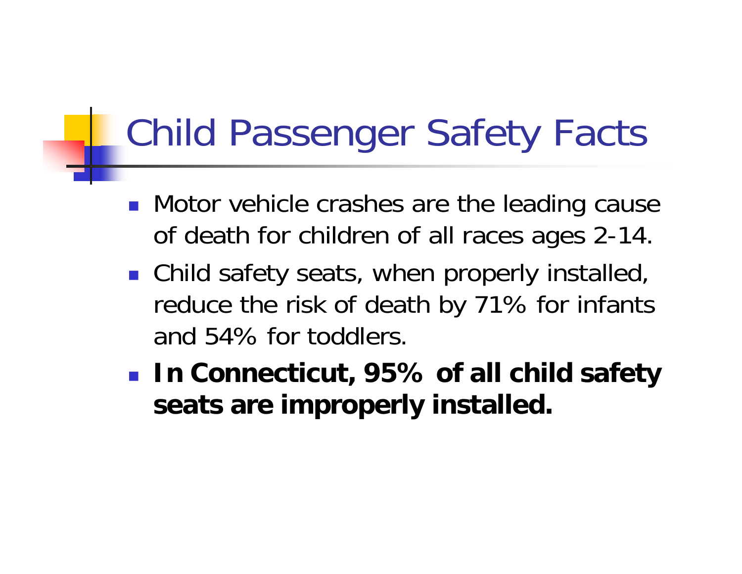# Child Passenger Safety Facts

- Motor vehicle crashes are the leading cause of death for children of all races ages 2-14.
- Child safety seats, when properly installed, reduce the risk of death by 71% for infants and 54% for toddlers.
- **In Connecticut, 95% of all child safety seats are improperly installed.**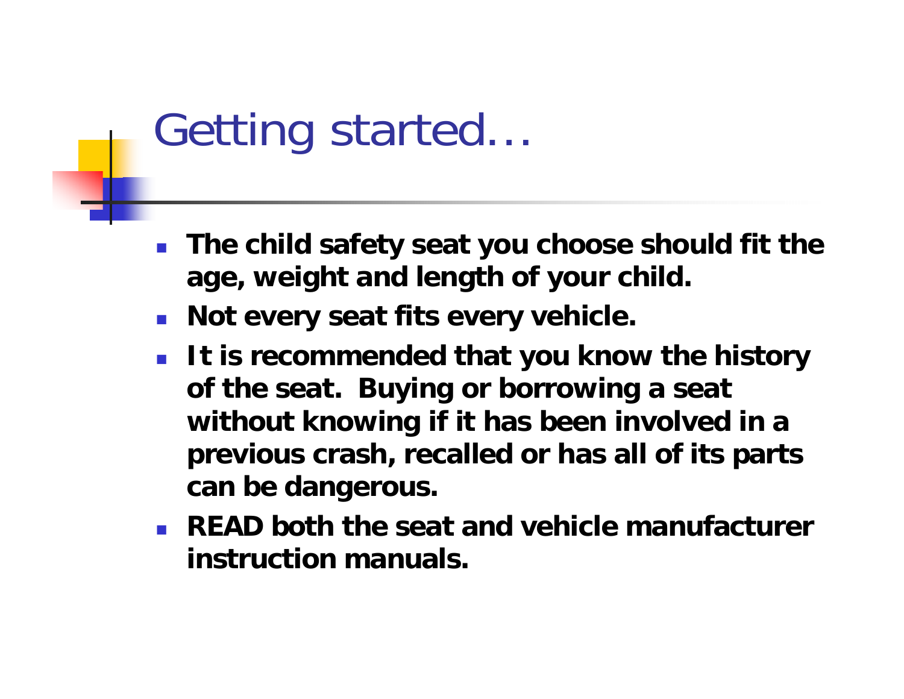# Getting started…

- **The child safety seat you choose should fit the age, weight and length of your child.**
- **Not every seat fits every vehicle.**
- **It is recommended that you know the history of the seat.  Buying or borrowing a seat without knowing if it has been involved in a previous crash, recalled or has all of its parts can be dangerous.**
- **READ both the seat and vehicle manufacturer instruction manuals.**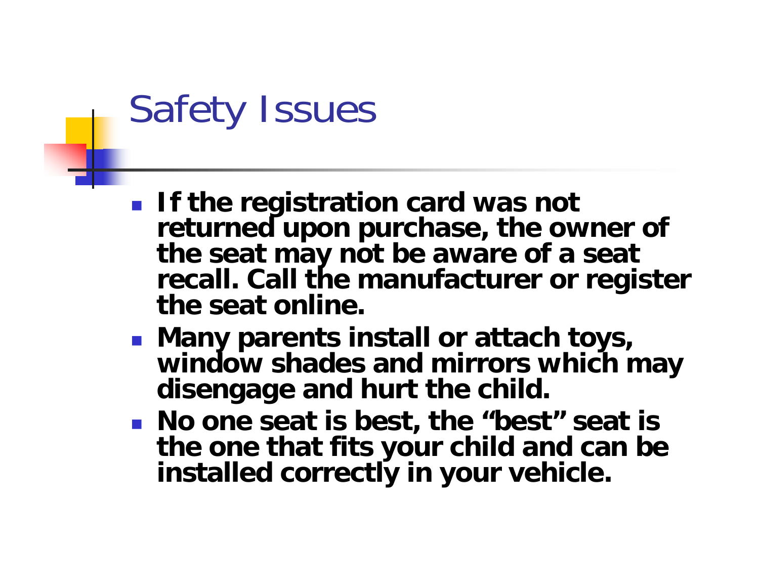# Safety Issues

- **If the registration card was not returned upon purchase, the owner of the seat may not be aware of a seat recall. Call the manufacturer or register the seat online.**
- **Many parents install or attach toys, window shades and mirrors which may disengage and hurt the child.**
- **No one seat is best, the "best" seat is the one that fits your child and can be installed correctly in your vehicle.**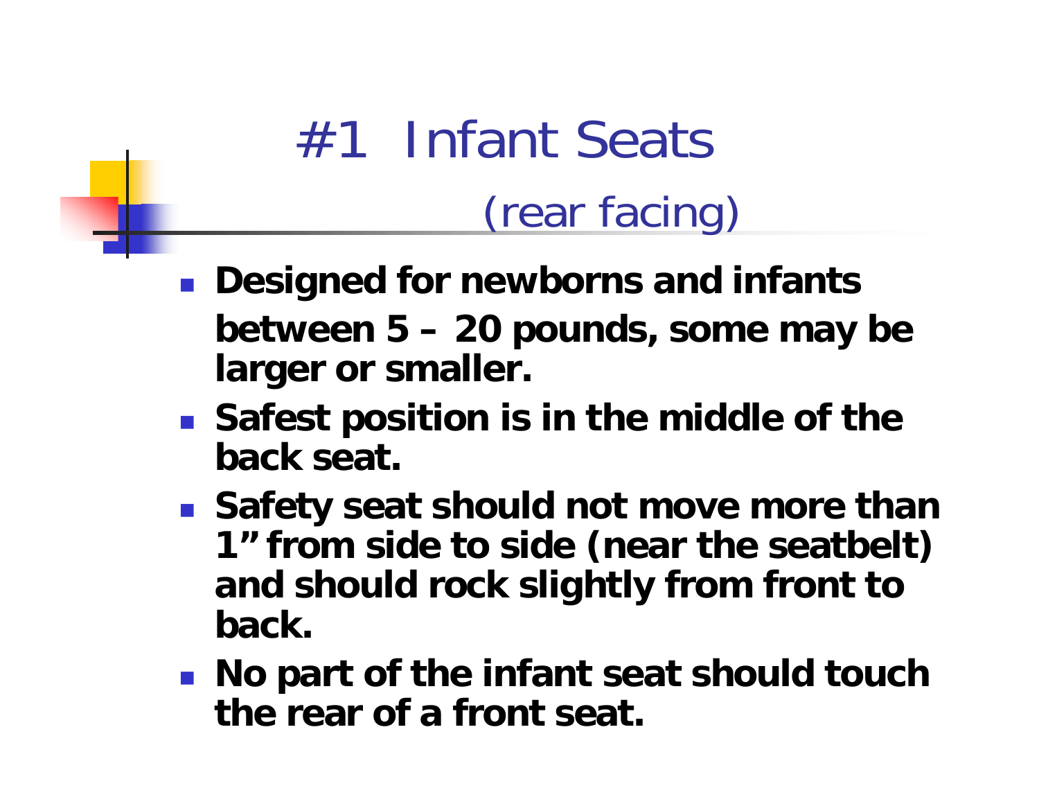# #1 Infant Seats (rear facing)

- **Designed for newborns and infants between 5 – 20 pounds, some may be larger or smaller.**
- **Safest position is in the middle of the back seat.**
- **Safety seat should not move more than 1" from side to side (near the seatbelt) and should rock slightly from front to back.**
- **No part of the infant seat should touch the rear of a front seat.**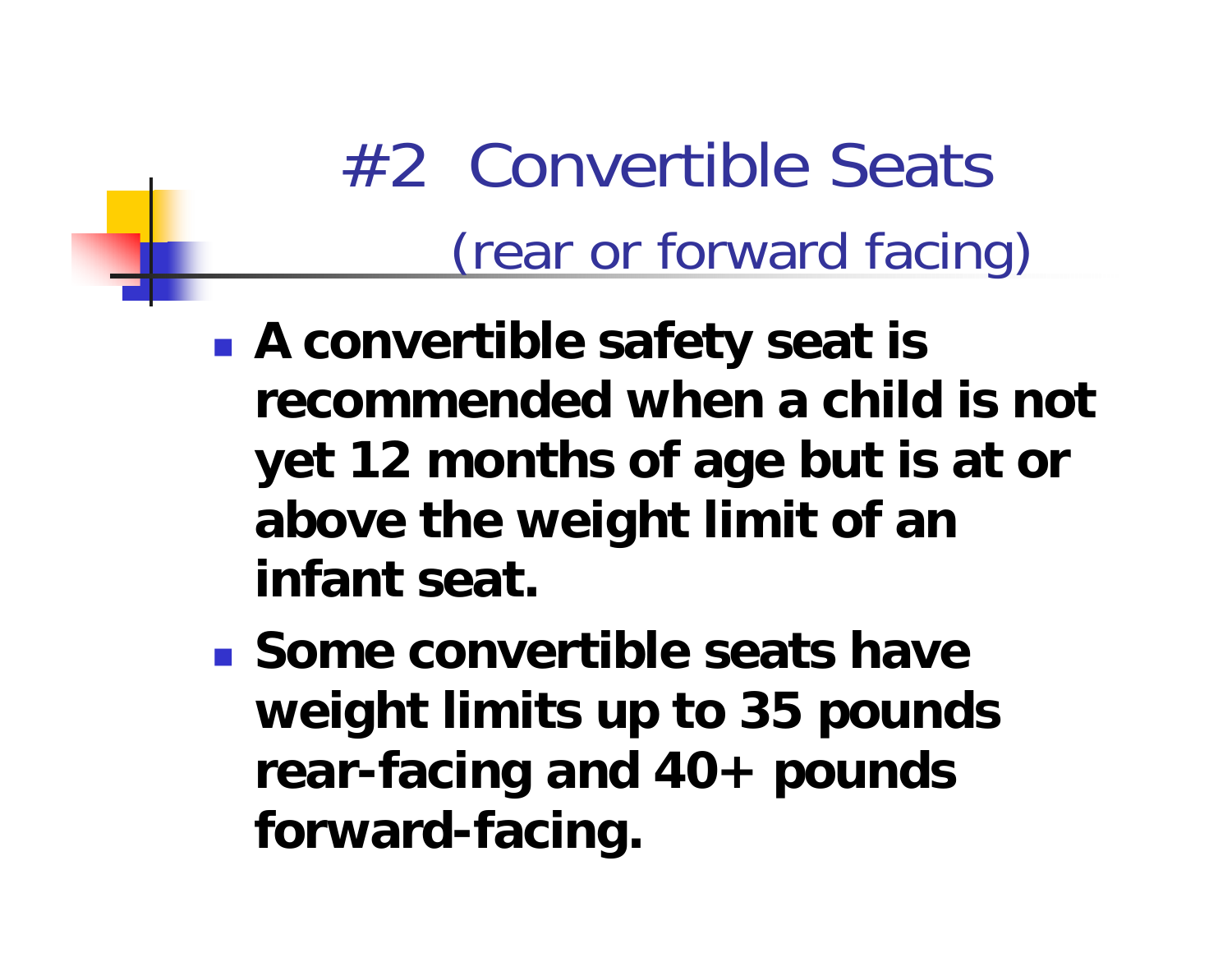# #2 Convertible Seats

## (rear or forward facing)

- **A convertible safety seat is recommended when a child is not yet 12 months of age but is at or above the weight limit of an infant seat.**
- **Some convertible seats have weight limits up to 35 pounds rear-facing and 40+ pounds forward-facing.**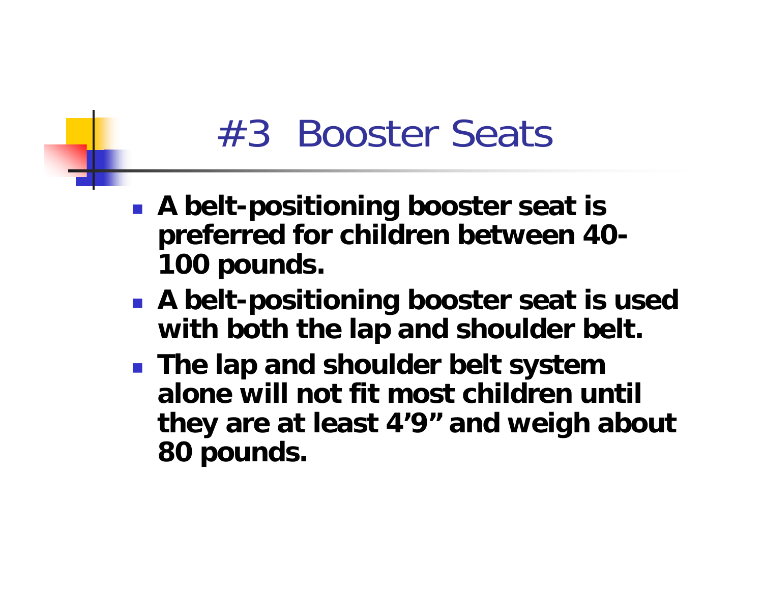# #3 Booster Seats

- **A belt-positioning booster seat is preferred for children between 40-100 pounds.**
- **A belt-positioning booster seat is used with both the lap and shoulder belt.**
- **The lap and shoulder belt system alone will not fit most children until they are at least 4'9" and weigh about 80 pounds.**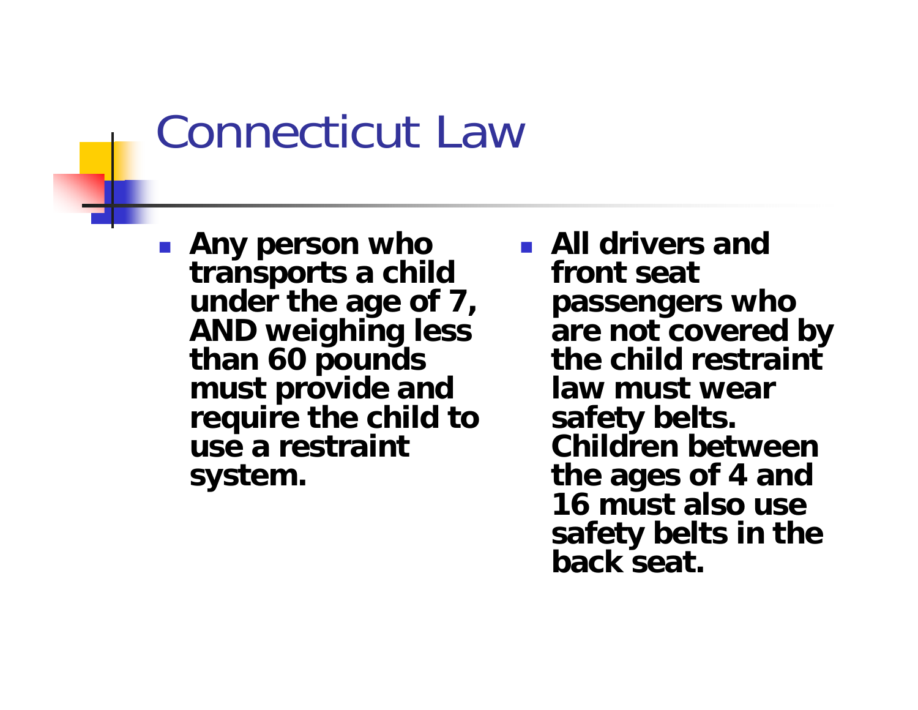# Connecticut Law

- **Any person who transports a child under the age of 7, AND weighing less than 60 pounds must provide and require the child to use a restraint system.**
- **All drivers and front seat passengers who are not covered by the child restraint law must wear safety belts. Children between the ages of 4 and 16 must also use safety belts in the back seat.**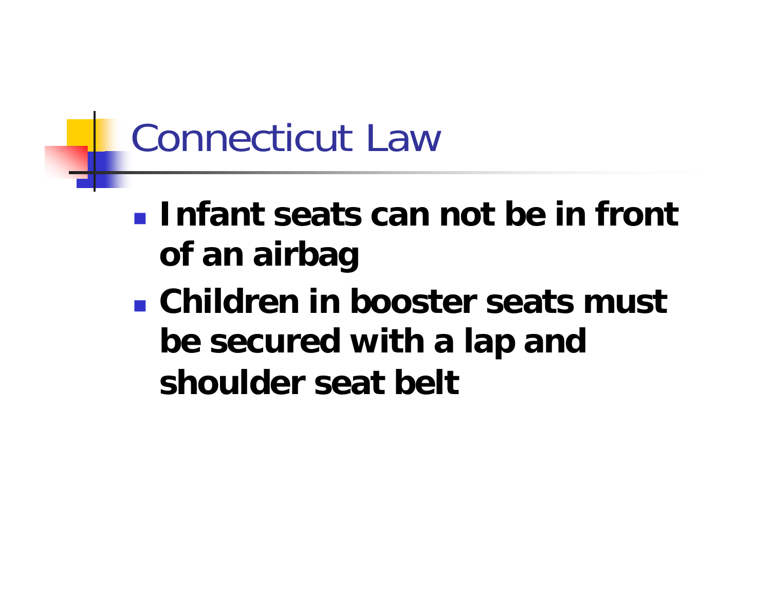# Connecticut Law

- **Infant seats can not be in front of an airbag**
- **Children in booster seats must be secured with a lap and shoulder seat belt**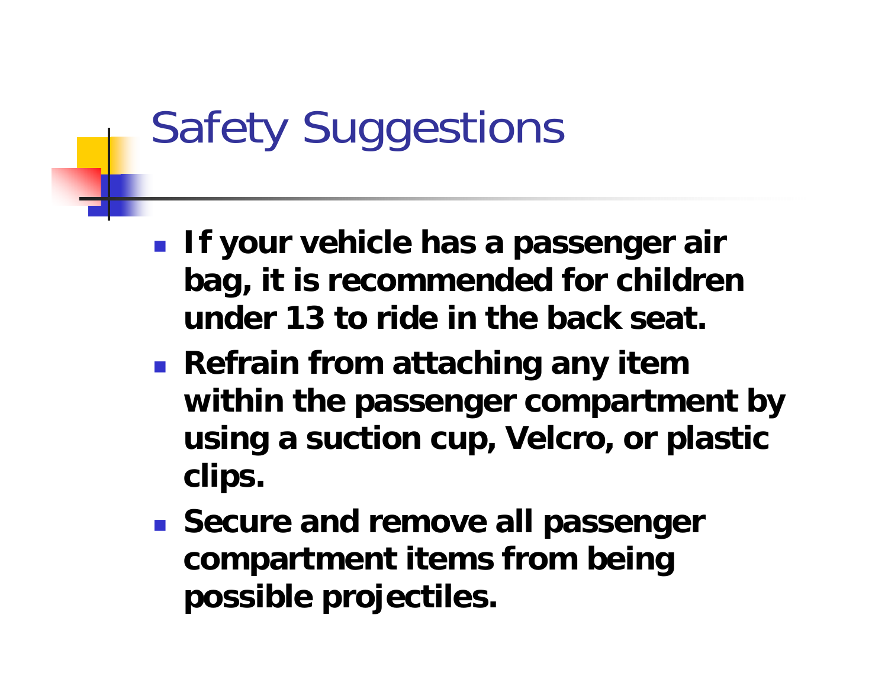# Safety Suggestions

- **If your vehicle has a passenger air bag, it is recommended for children under 13 to ride in the back seat.**
- **Refrain from attaching any item within the passenger compartment by using a suction cup, Velcro, or plastic clips.**
- **Secure and remove all passenger compartment items from being possible projectiles.**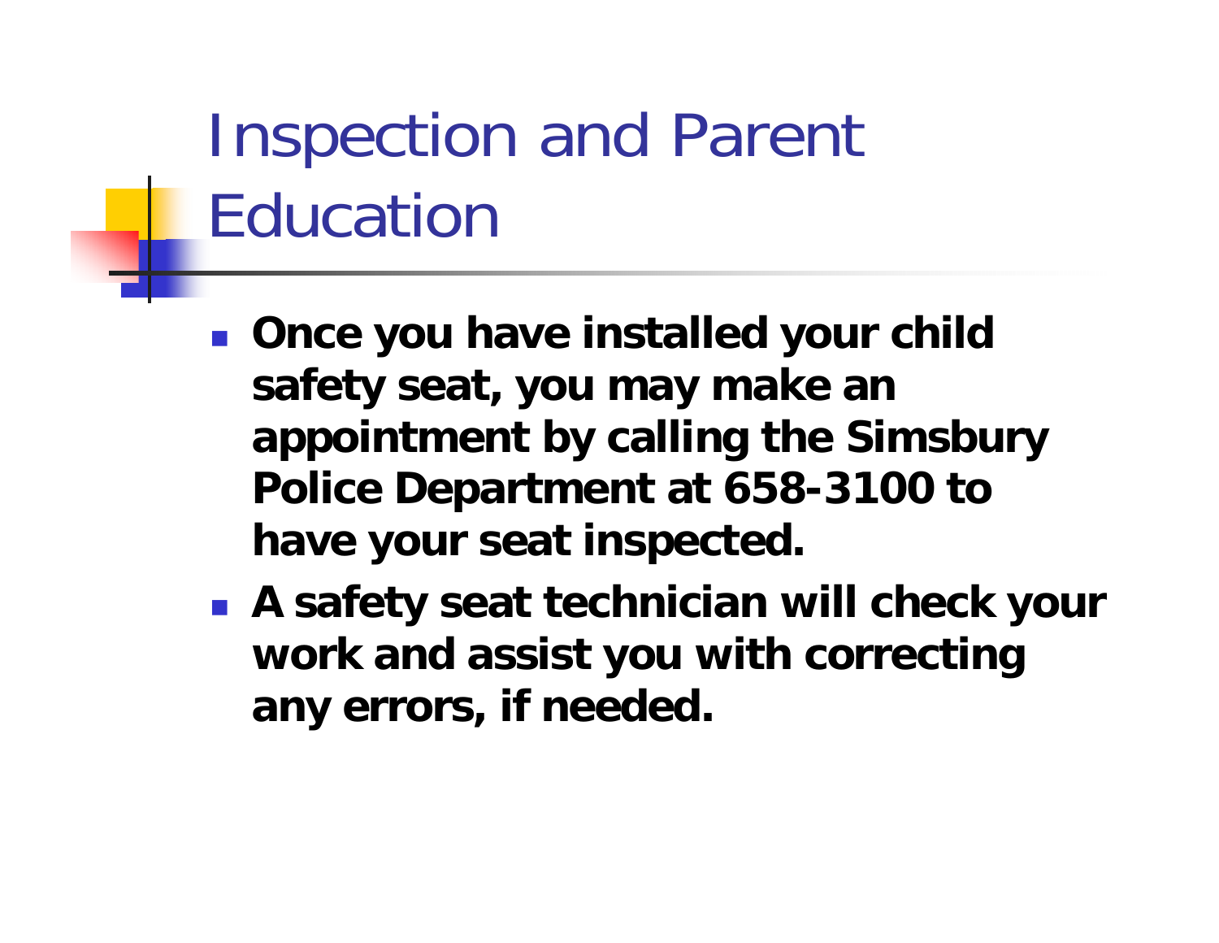# Inspection and Parent Education

- **Once you have installed your child safety seat, you may make an appointment by calling the Simsbury Police Department at 658-3100 to have your seat inspected.**
- **A safety seat technician will check your work and assist you with correcting any errors, if needed.**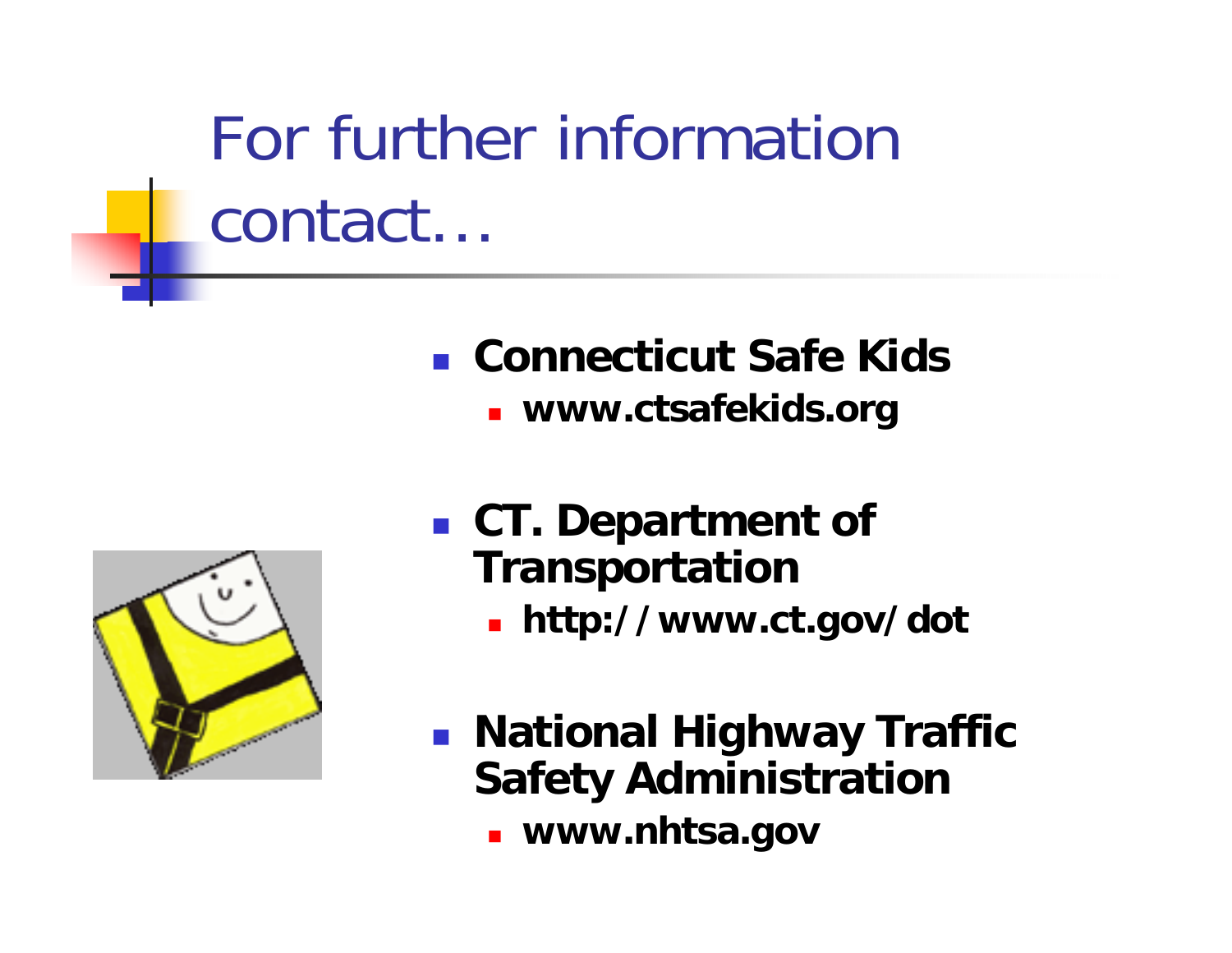# For further information contact…

- **Connecticut Safe Kids**
  - **www.ctsafekids.org**
- **CT. Department of Transportation**
  - **http://www.ct.gov/dot**
- **National Highway Traffic Safety Administration**
  - **www.nhtsa.gov**